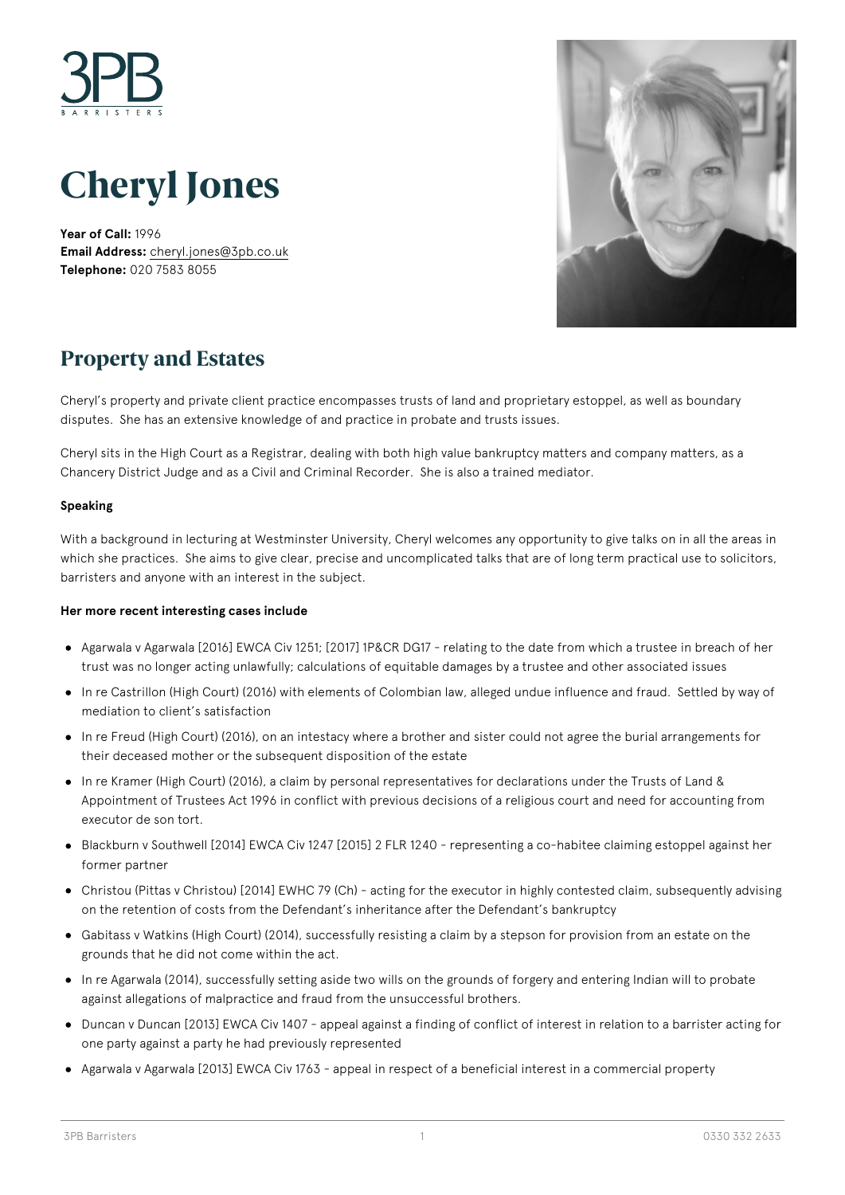# Cheryl Jones

**Year of Call:** 1996
**Email Address:** cheryl.jones@3pb.co.uk
**Telephone:** 020 7583 8055

## Property and Estates

Cheryl's property and private client practice encompasses trusts of land and proprietary estoppel, as well as boundary disputes. She has an extensive knowledge of and practice in probate and trusts issues.

Cheryl sits in the High Court as a Registrar, dealing with both high value bankruptcy matters and company matters, as a Chancery District Judge and as a Civil and Criminal Recorder. She is also a trained mediator.

**Speaking**

With a background in lecturing at Westminster University, Cheryl welcomes any opportunity to give talks on in all the areas in which she practices. She aims to give clear, precise and uncomplicated talks that are of long term practical use to solicitors, barristers and anyone with an interest in the subject.

**Her more recent interesting cases include**

- Agarwala v Agarwala [2016] EWCA Civ 1251; [2017] 1P&CR DG17 – relating to the date from which a trustee in breach of her trust was no longer acting unlawfully; calculations of equitable damages by a trustee and other associated issues
- In re Castrillon (High Court) (2016) with elements of Colombian law, alleged undue influence and fraud. Settled by way of mediation to client's satisfaction
- In re Freud (High Court) (2016), on an intestacy where a brother and sister could not agree the burial arrangements for their deceased mother or the subsequent disposition of the estate
- In re Kramer (High Court) (2016), a claim by personal representatives for declarations under the Trusts of Land & Appointment of Trustees Act 1996 in conflict with previous decisions of a religious court and need for accounting from executor de son tort.
- Blackburn v Southwell [2014] EWCA Civ 1247 [2015] 2 FLR 1240 – representing a co-habitee claiming estoppel against her former partner
- Christou (Pittas v Christou) [2014] EWHC 79 (Ch) – acting for the executor in highly contested claim, subsequently advising on the retention of costs from the Defendant's inheritance after the Defendant's bankruptcy
- Gabitass v Watkins (High Court) (2014), successfully resisting a claim by a stepson for provision from an estate on the grounds that he did not come within the act.
- In re Agarwala (2014), successfully setting aside two wills on the grounds of forgery and entering Indian will to probate against allegations of malpractice and fraud from the unsuccessful brothers.
- Duncan v Duncan [2013] EWCA Civ 1407 – appeal against a finding of conflict of interest in relation to a barrister acting for one party against a party he had previously represented
- Agarwala v Agarwala [2013] EWCA Civ 1763 – appeal in respect of a beneficial interest in a commercial property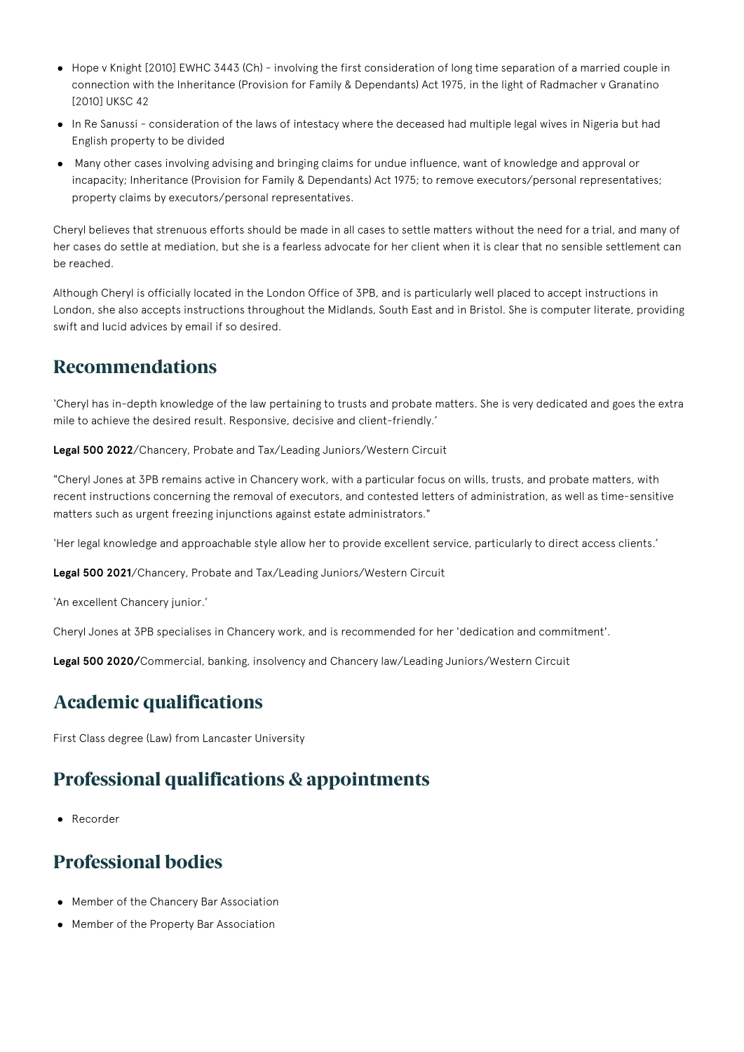- Hope v Knight [2010] EWHC 3443 (Ch) - involving the first consideration of long time separation of a married couple in connection with the Inheritance (Provision for Family & Dependants) Act 1975, in the light of Radmacher v Granatino [2010] UKSC 42
- In Re Sanussi - consideration of the laws of intestacy where the deceased had multiple legal wives in Nigeria but had English property to be divided
- Many other cases involving advising and bringing claims for undue influence, want of knowledge and approval or incapacity; Inheritance (Provision for Family & Dependants) Act 1975; to remove executors/personal representatives; property claims by executors/personal representatives.

Cheryl believes that strenuous efforts should be made in all cases to settle matters without the need for a trial, and many of her cases do settle at mediation, but she is a fearless advocate for her client when it is clear that no sensible settlement can be reached.

Although Cheryl is officially located in the London Office of 3PB, and is particularly well placed to accept instructions in London, she also accepts instructions throughout the Midlands, South East and in Bristol. She is computer literate, providing swift and lucid advices by email if so desired.

## Recommendations

'Cheryl has in-depth knowledge of the law pertaining to trusts and probate matters. She is very dedicated and goes the extra mile to achieve the desired result. Responsive, decisive and client-friendly.'

**Legal 500 2022**/Chancery, Probate and Tax/Leading Juniors/Western Circuit

"Cheryl Jones at 3PB remains active in Chancery work, with a particular focus on wills, trusts, and probate matters, with recent instructions concerning the removal of executors, and contested letters of administration, as well as time-sensitive matters such as urgent freezing injunctions against estate administrators."

'Her legal knowledge and approachable style allow her to provide excellent service, particularly to direct access clients.'

**Legal 500 2021**/Chancery, Probate and Tax/Leading Juniors/Western Circuit

'An excellent Chancery junior.'

Cheryl Jones at 3PB specialises in Chancery work, and is recommended for her 'dedication and commitment'.

**Legal 500 2020/**Commercial, banking, insolvency and Chancery law/Leading Juniors/Western Circuit

## Academic qualifications

First Class degree (Law) from Lancaster University

## Professional qualifications & appointments

- Recorder

## Professional bodies

- Member of the Chancery Bar Association
- Member of the Property Bar Association